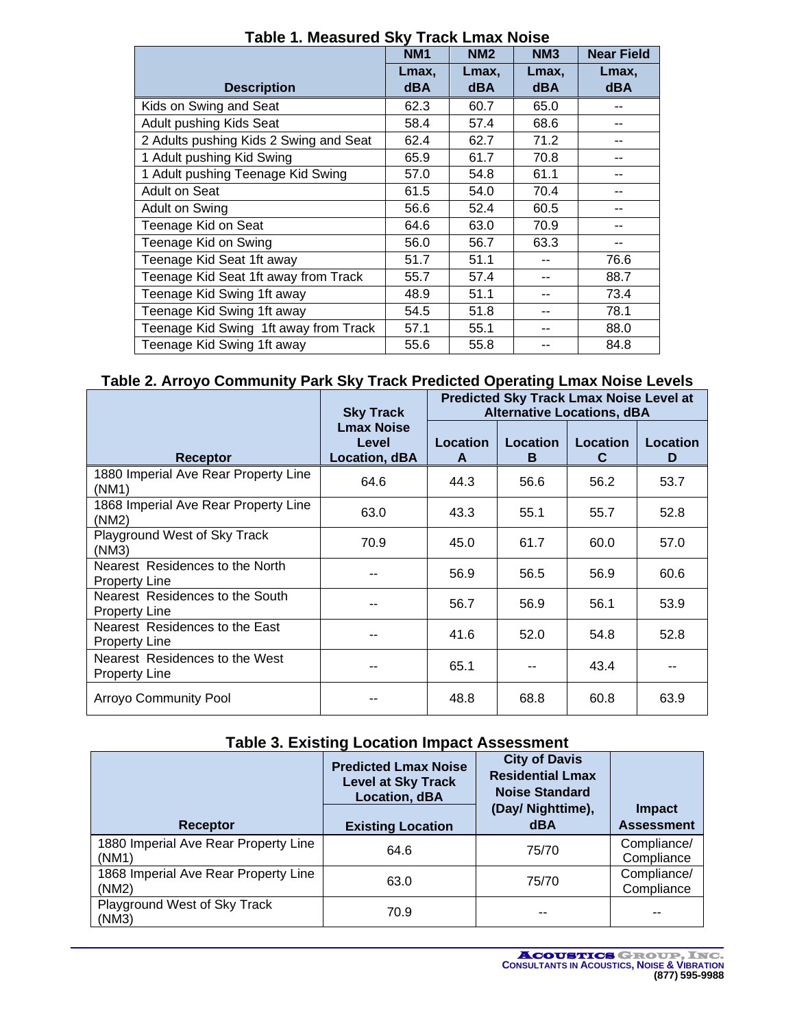### Table 1. Measured Sky Track Lmax Noise

| Description | NM1 Lmax, dBA | NM2 Lmax, dBA | NM3 Lmax, dBA | Near Field Lmax, dBA |
|---|---|---|---|---|
| Kids on Swing and Seat | 62.3 | 60.7 | 65.0 | -- |
| Adult pushing Kids Seat | 58.4 | 57.4 | 68.6 | -- |
| 2 Adults pushing Kids 2 Swing and Seat | 62.4 | 62.7 | 71.2 | -- |
| 1 Adult pushing Kid Swing | 65.9 | 61.7 | 70.8 | -- |
| 1 Adult pushing Teenage Kid Swing | 57.0 | 54.8 | 61.1 | -- |
| Adult on Seat | 61.5 | 54.0 | 70.4 | -- |
| Adult on Swing | 56.6 | 52.4 | 60.5 | -- |
| Teenage Kid on Seat | 64.6 | 63.0 | 70.9 | -- |
| Teenage Kid on Swing | 56.0 | 56.7 | 63.3 | -- |
| Teenage Kid Seat 1ft away | 51.7 | 51.1 | -- | 76.6 |
| Teenage Kid Seat 1ft away from Track | 55.7 | 57.4 | -- | 88.7 |
| Teenage Kid Swing 1ft away | 48.9 | 51.1 | -- | 73.4 |
| Teenage Kid Swing 1ft away | 54.5 | 51.8 | -- | 78.1 |
| Teenage Kid Swing 1ft away from Track | 57.1 | 55.1 | -- | 88.0 |
| Teenage Kid Swing 1ft away | 55.6 | 55.8 | -- | 84.8 |

### Table 2. Arroyo Community Park Sky Track Predicted Operating Lmax Noise Levels

| Receptor | Sky Track Lmax Noise Level Location, dBA | Predicted Sky Track Lmax Noise Level at Alternative Locations, dBA | | | |
|---|---|---|---|---|---|
| | | Location A | Location B | Location C | Location D |
| 1880 Imperial Ave Rear Property Line (NM1) | 64.6 | 44.3 | 56.6 | 56.2 | 53.7 |
| 1868 Imperial Ave Rear Property Line (NM2) | 63.0 | 43.3 | 55.1 | 55.7 | 52.8 |
| Playground West of Sky Track (NM3) | 70.9 | 45.0 | 61.7 | 60.0 | 57.0 |
| Nearest Residences to the North Property Line | -- | 56.9 | 56.5 | 56.9 | 60.6 |
| Nearest Residences to the South Property Line | -- | 56.7 | 56.9 | 56.1 | 53.9 |
| Nearest Residences to the East Property Line | -- | 41.6 | 52.0 | 54.8 | 52.8 |
| Nearest Residences to the West Property Line | -- | 65.1 | -- | 43.4 | -- |
| Arroyo Community Pool | -- | 48.8 | 68.8 | 60.8 | 63.9 |

### Table 3. Existing Location Impact Assessment

| Receptor | Predicted Lmax Noise Level at Sky Track Location, dBA | City of Davis Residential Lmax Noise Standard (Day/ Nighttime), dBA | Impact Assessment |
|---|---|---|---|
| | Existing Location | | |
| 1880 Imperial Ave Rear Property Line (NM1) | 64.6 | 75/70 | Compliance/ Compliance |
| 1868 Imperial Ave Rear Property Line (NM2) | 63.0 | 75/70 | Compliance/ Compliance |
| Playground West of Sky Track (NM3) | 70.9 | -- | -- |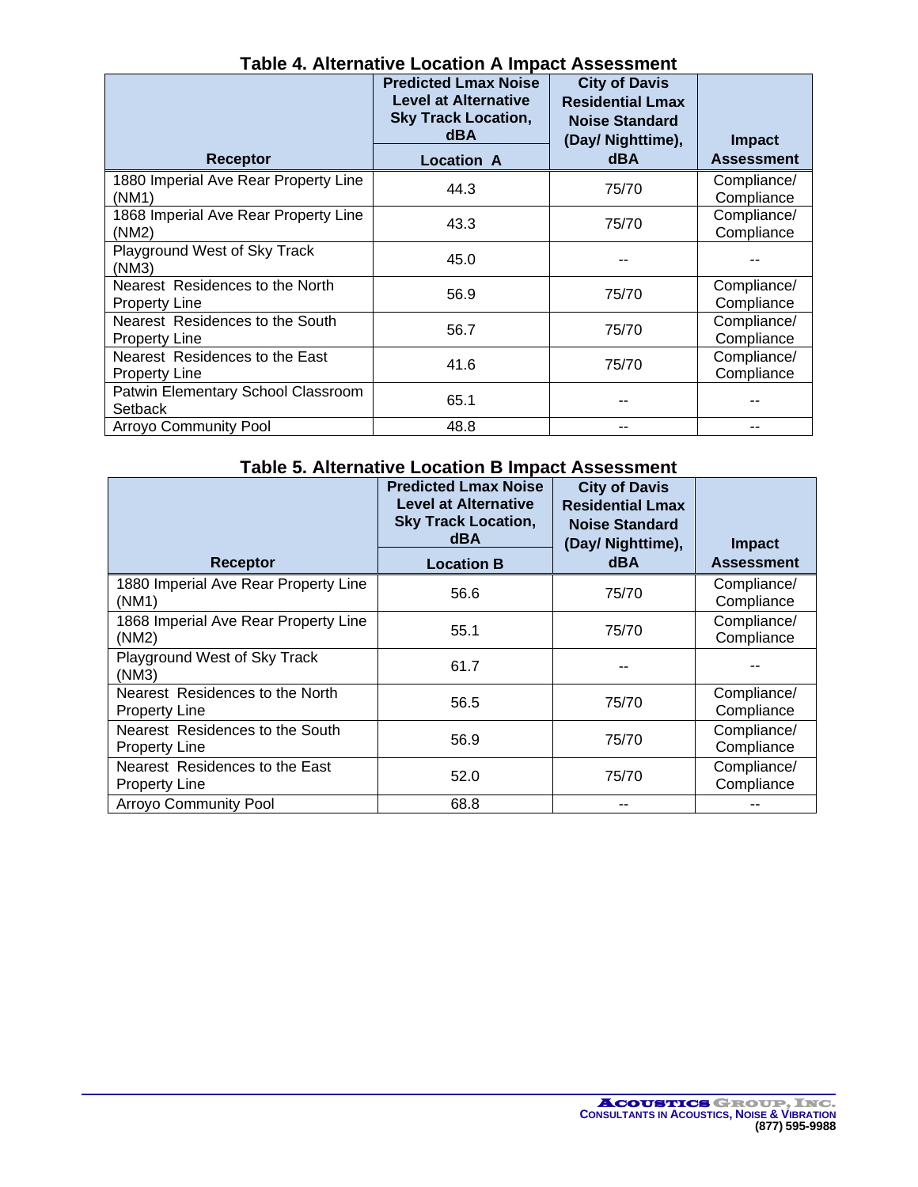**Table 4. Alternative Location A Impact Assessment**

| Receptor | Predicted Lmax Noise Level at Alternative Sky Track Location, dBA<br>Location A | City of Davis Residential Lmax Noise Standard (Day/ Nighttime), dBA | Impact Assessment |
|---|---|---|---|
| 1880 Imperial Ave Rear Property Line (NM1) | 44.3 | 75/70 | Compliance/ Compliance |
| 1868 Imperial Ave Rear Property Line (NM2) | 43.3 | 75/70 | Compliance/ Compliance |
| Playground West of Sky Track (NM3) | 45.0 | -- | -- |
| Nearest Residences to the North Property Line | 56.9 | 75/70 | Compliance/ Compliance |
| Nearest Residences to the South Property Line | 56.7 | 75/70 | Compliance/ Compliance |
| Nearest Residences to the East Property Line | 41.6 | 75/70 | Compliance/ Compliance |
| Patwin Elementary School Classroom Setback | 65.1 | -- | -- |
| Arroyo Community Pool | 48.8 | -- | -- |

**Table 5. Alternative Location B Impact Assessment**

| Receptor | Predicted Lmax Noise Level at Alternative Sky Track Location, dBA<br>Location B | City of Davis Residential Lmax Noise Standard (Day/ Nighttime), dBA | Impact Assessment |
|---|---|---|---|
| 1880 Imperial Ave Rear Property Line (NM1) | 56.6 | 75/70 | Compliance/ Compliance |
| 1868 Imperial Ave Rear Property Line (NM2) | 55.1 | 75/70 | Compliance/ Compliance |
| Playground West of Sky Track (NM3) | 61.7 | -- | -- |
| Nearest Residences to the North Property Line | 56.5 | 75/70 | Compliance/ Compliance |
| Nearest Residences to the South Property Line | 56.9 | 75/70 | Compliance/ Compliance |
| Nearest Residences to the East Property Line | 52.0 | 75/70 | Compliance/ Compliance |
| Arroyo Community Pool | 68.8 | -- | -- |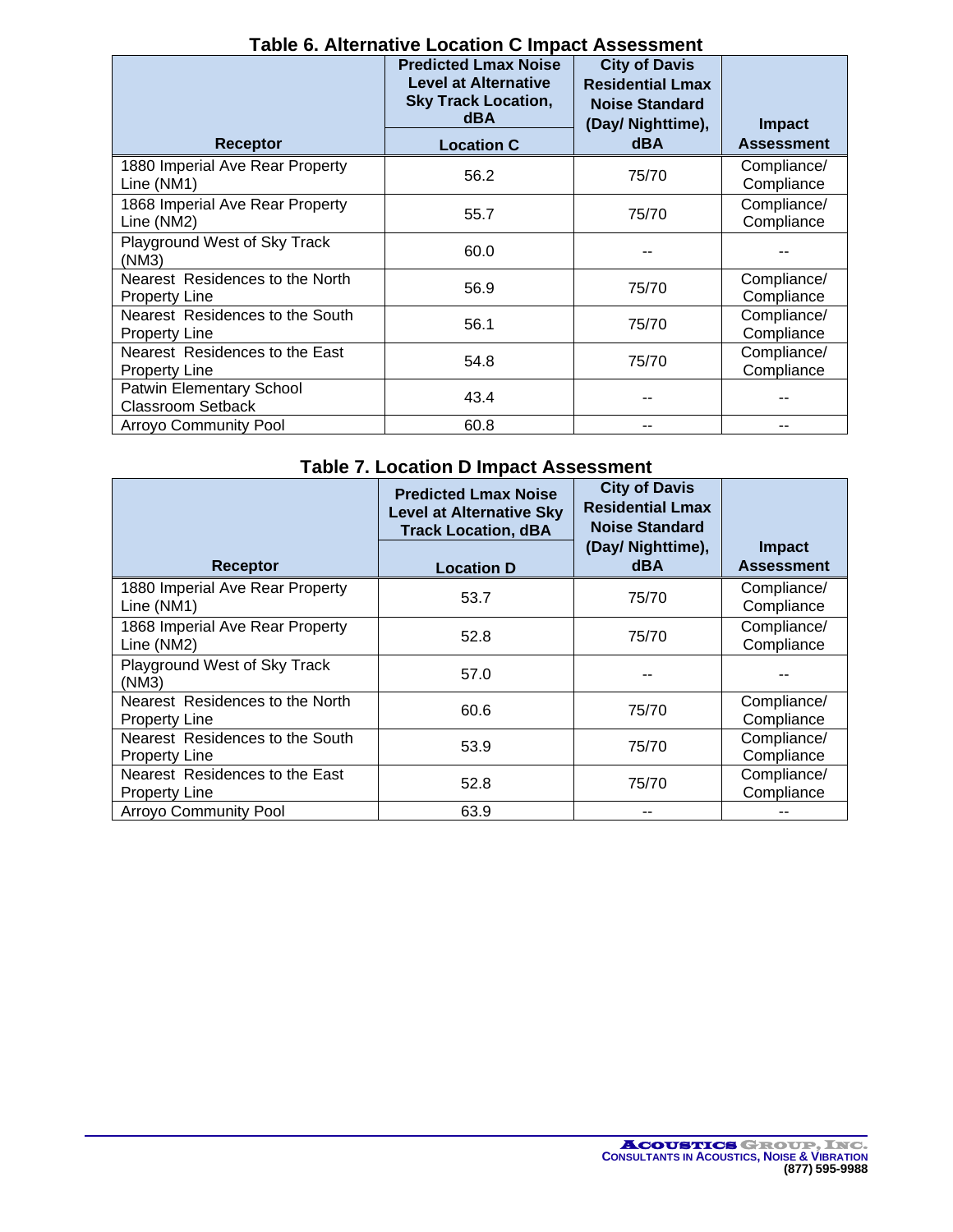**Table 6. Alternative Location C Impact Assessment**

| Receptor | Predicted Lmax Noise Level at Alternative Sky Track Location, dBA Location C | City of Davis Residential Lmax Noise Standard (Day/ Nighttime), dBA | Impact Assessment |
|---|---|---|---|
| 1880 Imperial Ave Rear Property Line (NM1) | 56.2 | 75/70 | Compliance/ Compliance |
| 1868 Imperial Ave Rear Property Line (NM2) | 55.7 | 75/70 | Compliance/ Compliance |
| Playground West of Sky Track (NM3) | 60.0 | -- | -- |
| Nearest Residences to the North Property Line | 56.9 | 75/70 | Compliance/ Compliance |
| Nearest Residences to the South Property Line | 56.1 | 75/70 | Compliance/ Compliance |
| Nearest Residences to the East Property Line | 54.8 | 75/70 | Compliance/ Compliance |
| Patwin Elementary School Classroom Setback | 43.4 | -- | -- |
| Arroyo Community Pool | 60.8 | -- | -- |

**Table 7. Location D Impact Assessment**

| Receptor | Predicted Lmax Noise Level at Alternative Sky Track Location, dBA Location D | City of Davis Residential Lmax Noise Standard (Day/ Nighttime), dBA | Impact Assessment |
|---|---|---|---|
| 1880 Imperial Ave Rear Property Line (NM1) | 53.7 | 75/70 | Compliance/ Compliance |
| 1868 Imperial Ave Rear Property Line (NM2) | 52.8 | 75/70 | Compliance/ Compliance |
| Playground West of Sky Track (NM3) | 57.0 | -- | -- |
| Nearest Residences to the North Property Line | 60.6 | 75/70 | Compliance/ Compliance |
| Nearest Residences to the South Property Line | 53.9 | 75/70 | Compliance/ Compliance |
| Nearest Residences to the East Property Line | 52.8 | 75/70 | Compliance/ Compliance |
| Arroyo Community Pool | 63.9 | -- | -- |